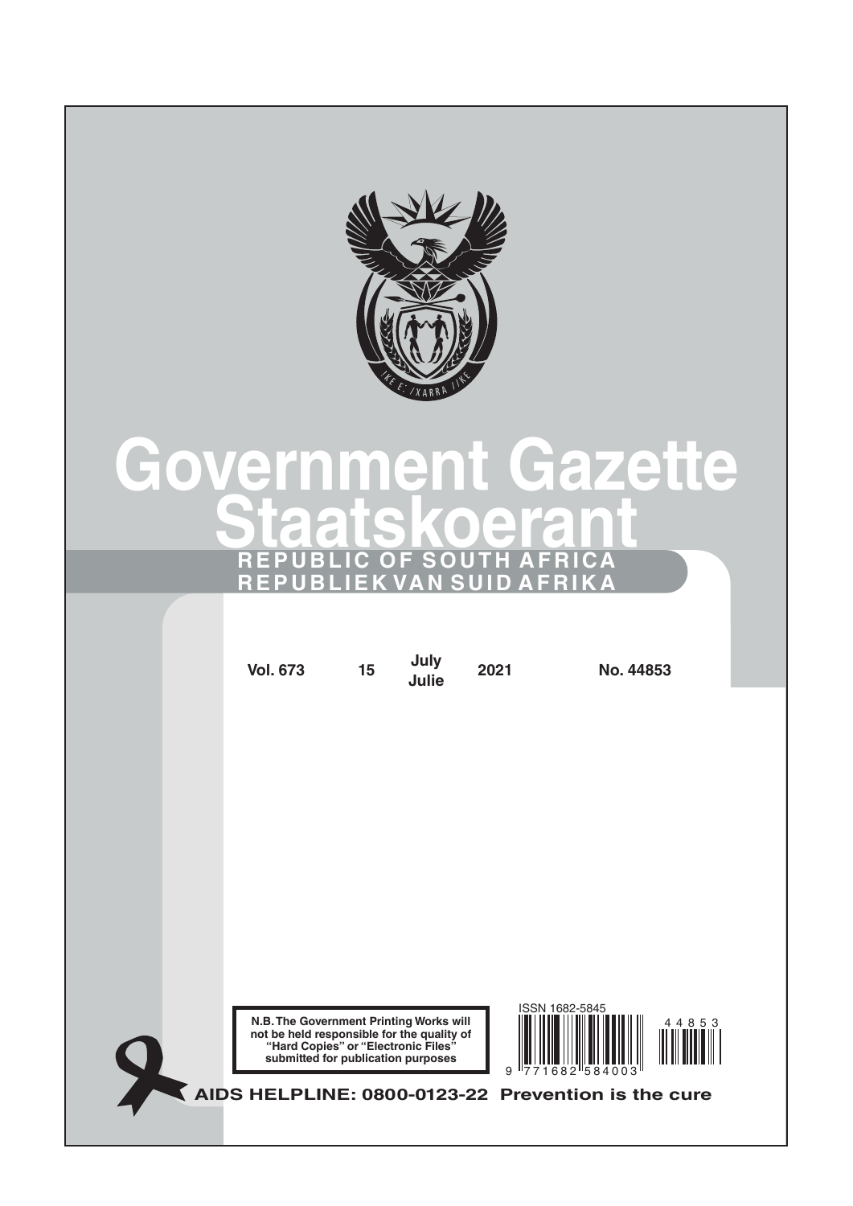# Government Gazette
# Staatskoerant

**REPUBLIC OF SOUTH AFRICA**
**REPUBLIEK VAN SUID AFRIKA**

| Vol. 673 | 15 | July Julie | 2021 | No. 44853 |
|---|---|---|---|---|

**N.B. The Government Printing Works will not be held responsible for the quality of "Hard Copies" or "Electronic Files" submitted for publication purposes**

ISSN 1682-5845

9 771682 584003

44853

**AIDS HELPLINE: 0800-0123-22 Prevention is the cure**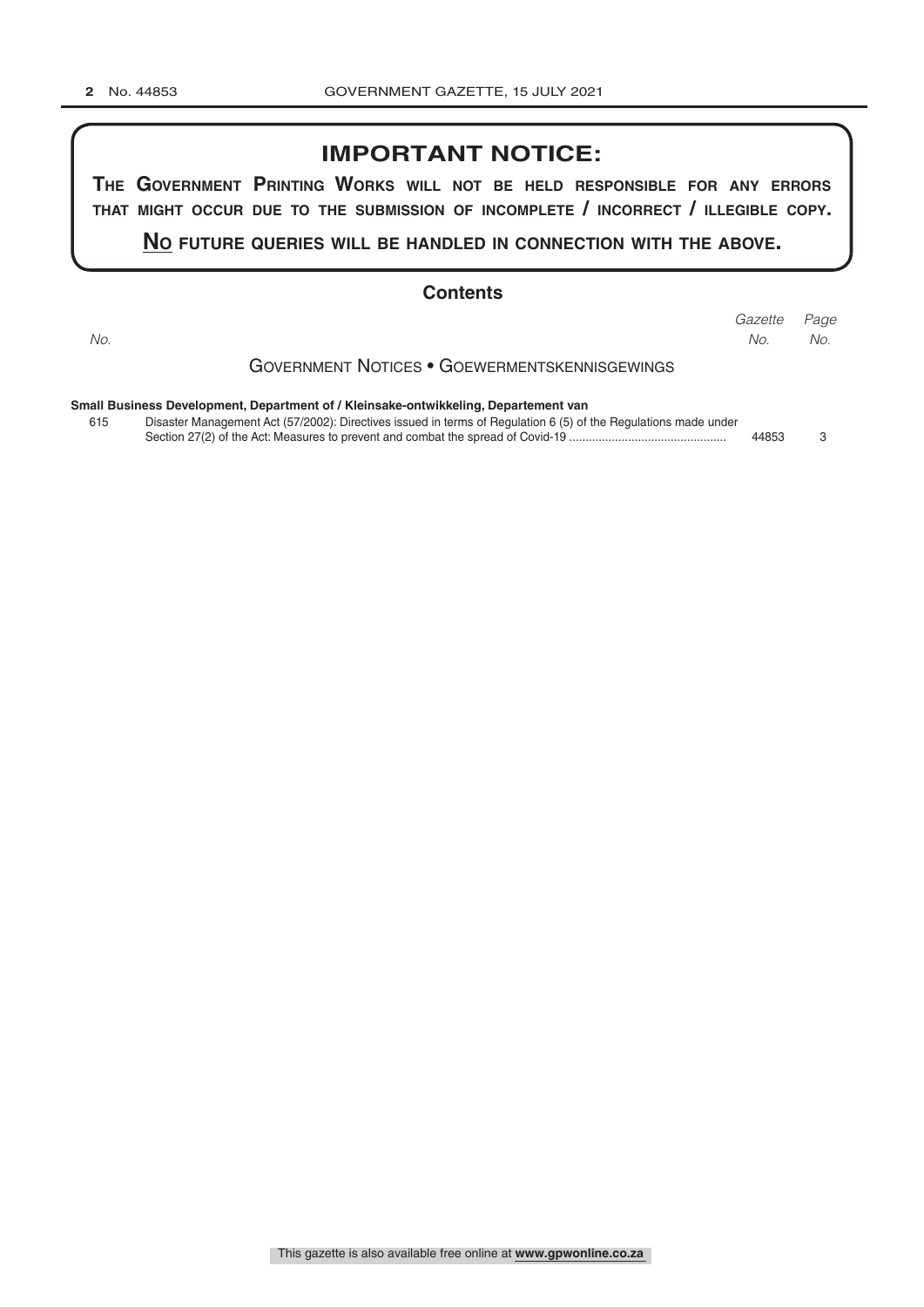# IMPORTANT NOTICE:

**THE GOVERNMENT PRINTING WORKS WILL NOT BE HELD RESPONSIBLE FOR ANY ERRORS THAT MIGHT OCCUR DUE TO THE SUBMISSION OF INCOMPLETE / INCORRECT / ILLEGIBLE COPY.**

**NO FUTURE QUERIES WILL BE HANDLED IN CONNECTION WITH THE ABOVE.**

## Contents

| *No.* | | *Gazette No.* | *Page No.* |
|---|---|---|---|
| | **GOVERNMENT NOTICES • GOEWERMENTSKENNISGEWINGS** | | |
| | **Small Business Development, Department of / Kleinsake-ontwikkeling, Departement van** | | |
| 615 | Disaster Management Act (57/2002): Directives issued in terms of Regulation 6 (5) of the Regulations made under Section 27(2) of the Act: Measures to prevent and combat the spread of Covid-19 ................................................ | 44853 | 3 |

This gazette is also available free online at **www.gpwonline.co.za**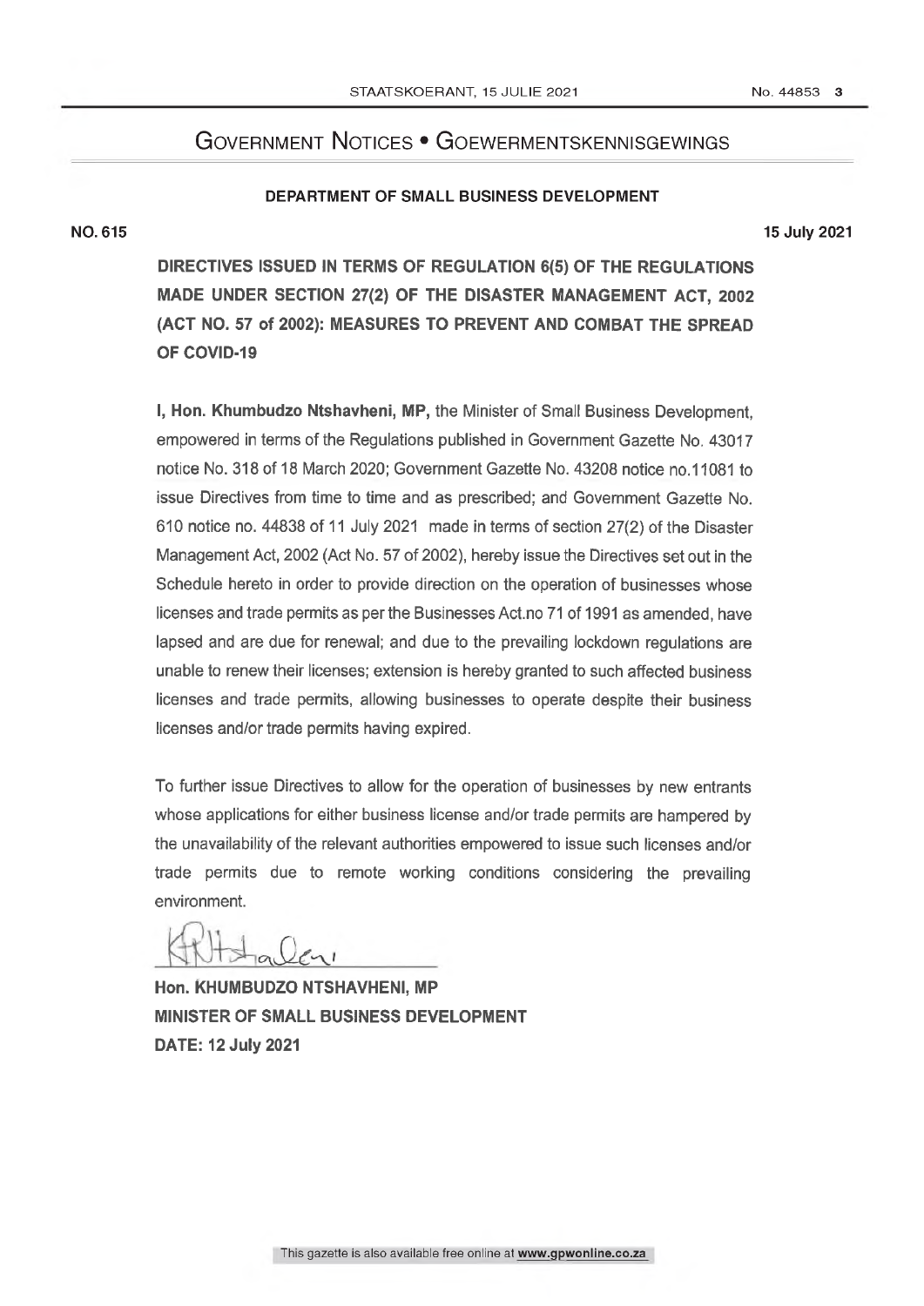# Government Notices • Goewermentskennisgewings

## DEPARTMENT OF SMALL BUSINESS DEVELOPMENT

**NO. 615** **15 July 2021**

**DIRECTIVES ISSUED IN TERMS OF REGULATION 6(5) OF THE REGULATIONS MADE UNDER SECTION 27(2) OF THE DISASTER MANAGEMENT ACT, 2002 (ACT NO. 57 of 2002): MEASURES TO PREVENT AND COMBAT THE SPREAD OF COVID-19**

**I, Hon. Khumbudzo Ntshavheni, MP,** the Minister of Small Business Development, empowered in terms of the Regulations published in Government Gazette No. 43017 notice No. 318 of 18 March 2020; Government Gazette No. 43208 notice no.11081 to issue Directives from time to time and as prescribed; and Government Gazette No. 610 notice no. 44838 of 11 July 2021 made in terms of section 27(2) of the Disaster Management Act, 2002 (Act No. 57 of 2002), hereby issue the Directives set out in the Schedule hereto in order to provide direction on the operation of businesses whose licenses and trade permits as per the Businesses Act.no 71 of 1991 as amended, have lapsed and are due for renewal; and due to the prevailing lockdown regulations are unable to renew their licenses; extension is hereby granted to such affected business licenses and trade permits, allowing businesses to operate despite their business licenses and/or trade permits having expired.

To further issue Directives to allow for the operation of businesses by new entrants whose applications for either business license and/or trade permits are hampered by the unavailability of the relevant authorities empowered to issue such licenses and/or trade permits due to remote working conditions considering the prevailing environment.

**Hon. KHUMBUDZO NTSHAVHENI, MP**
**MINISTER OF SMALL BUSINESS DEVELOPMENT**
**DATE: 12 July 2021**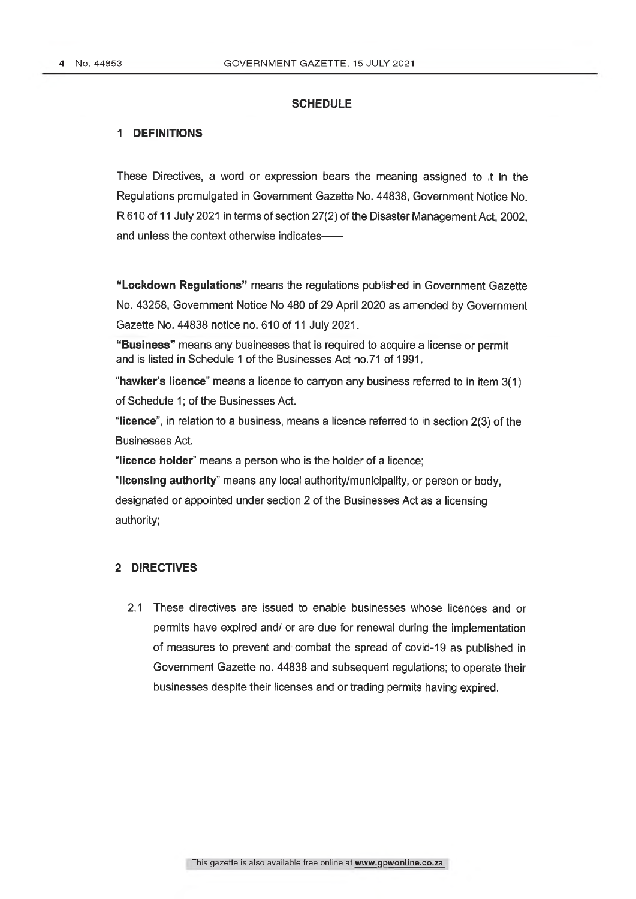## SCHEDULE

### 1 DEFINITIONS

These Directives, a word or expression bears the meaning assigned to it in the Regulations promulgated in Government Gazette No. 44838, Government Notice No. R 610 of 11 July 2021 in terms of section 27(2) of the Disaster Management Act, 2002, and unless the context otherwise indicates——

**"Lockdown Regulations"** means the regulations published in Government Gazette No. 43258, Government Notice No 480 of 29 April 2020 as amended by Government Gazette No. 44838 notice no. 610 of 11 July 2021.

**"Business"** means any businesses that is required to acquire a license or permit and is listed in Schedule 1 of the Businesses Act no.71 of 1991.

"**hawker's licence**" means a licence to carryon any business referred to in item 3(1) of Schedule 1; of the Businesses Act.

"**licence**", in relation to a business, means a licence referred to in section 2(3) of the Businesses Act.

"**licence holder**" means a person who is the holder of a licence;

"**licensing authority**" means any local authority/municipality, or person or body, designated or appointed under section 2 of the Businesses Act as a licensing authority;

### 2 DIRECTIVES

2.1 These directives are issued to enable businesses whose licences and or permits have expired and/ or are due for renewal during the implementation of measures to prevent and combat the spread of covid-19 as published in Government Gazette no. 44838 and subsequent regulations; to operate their businesses despite their licenses and or trading permits having expired.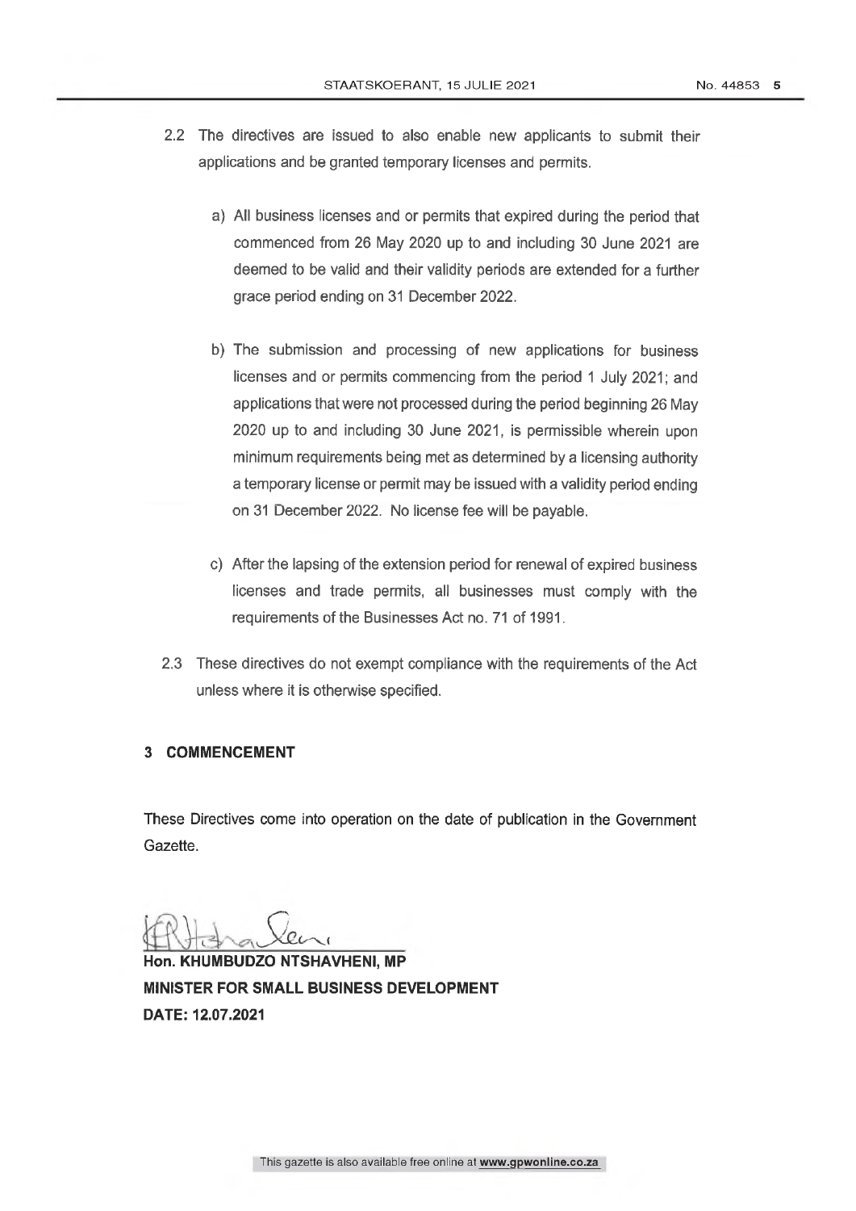2.2 The directives are issued to also enable new applicants to submit their applications and be granted temporary licenses and permits.

a) All business licenses and or permits that expired during the period that commenced from 26 May 2020 up to and including 30 June 2021 are deemed to be valid and their validity periods are extended for a further grace period ending on 31 December 2022.

b) The submission and processing of new applications for business licenses and or permits commencing from the period 1 July 2021; and applications that were not processed during the period beginning 26 May 2020 up to and including 30 June 2021, is permissible wherein upon minimum requirements being met as determined by a licensing authority a temporary license or permit may be issued with a validity period ending on 31 December 2022. No license fee will be payable.

c) After the lapsing of the extension period for renewal of expired business licenses and trade permits, all businesses must comply with the requirements of the Businesses Act no. 71 of 1991.

2.3 These directives do not exempt compliance with the requirements of the Act unless where it is otherwise specified.

## 3 COMMENCEMENT

These Directives come into operation on the date of publication in the Government Gazette.

**Hon. KHUMBUDZO NTSHAVHENI, MP**
**MINISTER FOR SMALL BUSINESS DEVELOPMENT**
**DATE: 12.07.2021**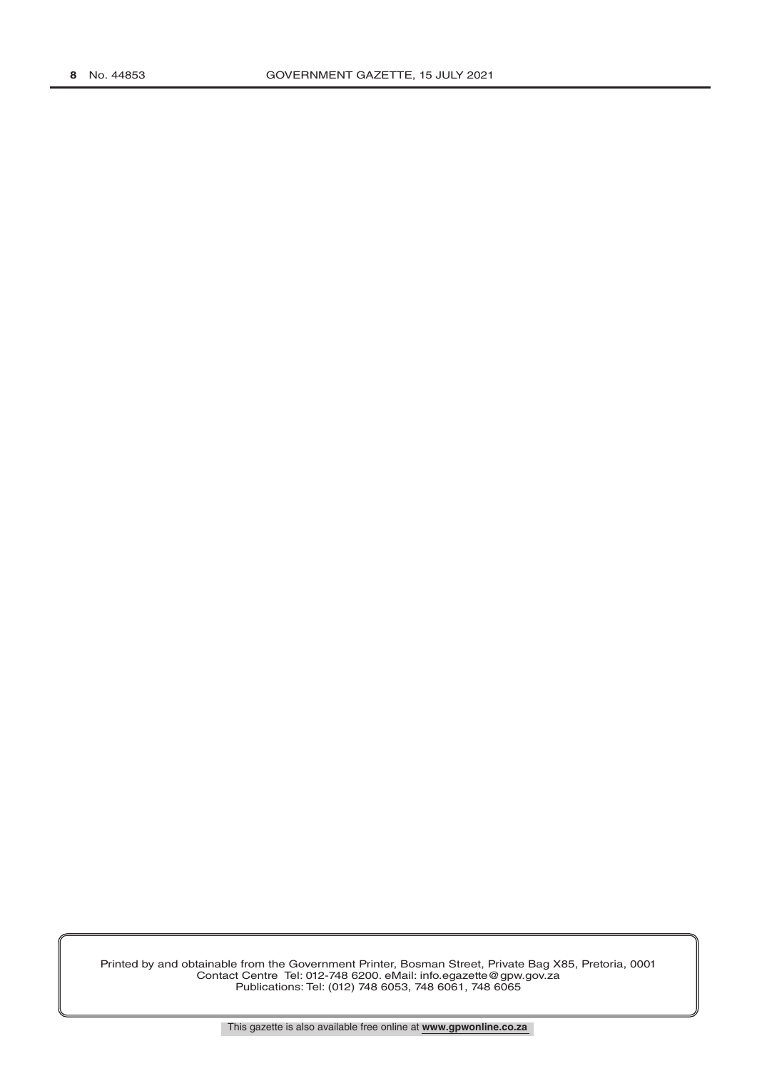Printed by and obtainable from the Government Printer, Bosman Street, Private Bag X85, Pretoria, 0001
Contact Centre Tel: 012-748 6200. eMail: info.egazette@gpw.gov.za
Publications: Tel: (012) 748 6053, 748 6061, 748 6065

This gazette is also available free online at **www.gpwonline.co.za**